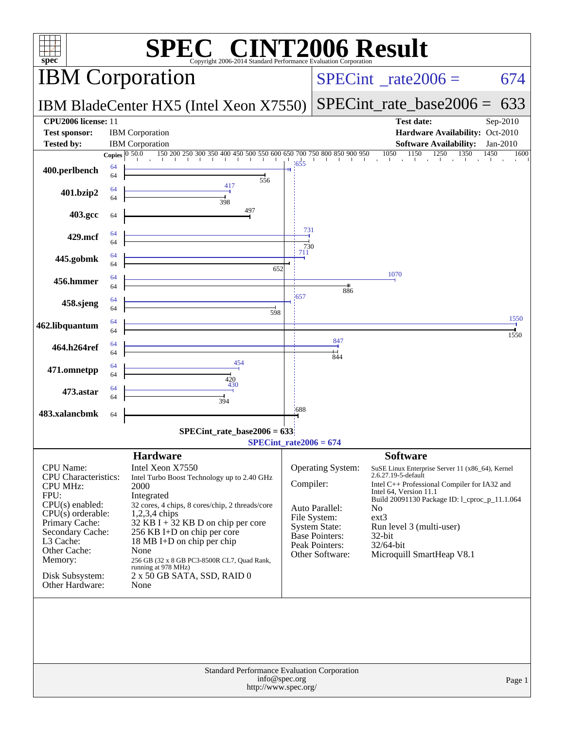# SPEC CINT2006 Result

Copyright 2006-2014 Standard Performance Evaluation Corporation

## IBM Corporation

**IBM BladeCenter HX5 (Intel Xeon X7550)**

SPECint_rate2006 = 674

SPECint_rate_base2006 = 633

| | | | |
|---|---|---|---|
| **CPU2006 license:** | 11 | **Test date:** | Sep-2010 |
| **Test sponsor:** | IBM Corporation | **Hardware Availability:** | Oct-2010 |
| **Tested by:** | IBM Corporation | **Software Availability:** | Jan-2010 |

| Benchmark | Copies | Peak | Base |
|---|---|---|---|
| 400.perlbench | 64 | 655 | 556 |
| 401.bzip2 | 64 | 417 | 398 |
| 403.gcc | 64 | | 497 |
| 429.mcf | 64 | 731 | 730 |
| 445.gobmk | 64 | 711 | 652 |
| 456.hmmer | 64 | 1070 | 886 |
| 458.sjeng | 64 | 657 | 598 |
| 462.libquantum | 64 | 1550 | 1550 |
| 464.h264ref | 64 | 847 | 844 |
| 471.omnetpp | 64 | 454 | 420 |
| 473.astar | 64 | 430 | 394 |
| 483.xalancbmk | 64 | | 688 |

SPECint_rate_base2006 = 633

SPECint_rate2006 = 674

## Hardware

| | |
|---|---|
| CPU Name: | Intel Xeon X7550 |
| CPU Characteristics: | Intel Turbo Boost Technology up to 2.40 GHz |
| CPU MHz: | 2000 |
| FPU: | Integrated |
| CPU(s) enabled: | 32 cores, 4 chips, 8 cores/chip, 2 threads/core |
| CPU(s) orderable: | 1,2,3,4 chips |
| Primary Cache: | 32 KB I + 32 KB D on chip per core |
| Secondary Cache: | 256 KB I+D on chip per core |
| L3 Cache: | 18 MB I+D on chip per chip |
| Other Cache: | None |
| Memory: | 256 GB (32 x 8 GB PC3-8500R CL7, Quad Rank, running at 978 MHz) |
| Disk Subsystem: | 2 x 50 GB SATA, SSD, RAID 0 |
| Other Hardware: | None |

## Software

| | |
|---|---|
| Operating System: | SuSE Linux Enterprise Server 11 (x86_64), Kernel 2.6.27.19-5-default |
| Compiler: | Intel C++ Professional Compiler for IA32 and Intel 64, Version 11.1 Build 20091130 Package ID: l_cproc_p_11.1.064 |
| Auto Parallel: | No |
| File System: | ext3 |
| System State: | Run level 3 (multi-user) |
| Base Pointers: | 32-bit |
| Peak Pointers: | 32/64-bit |
| Other Software: | Microquill SmartHeap V8.1 |

Standard Performance Evaluation Corporation
info@spec.org
http://www.spec.org/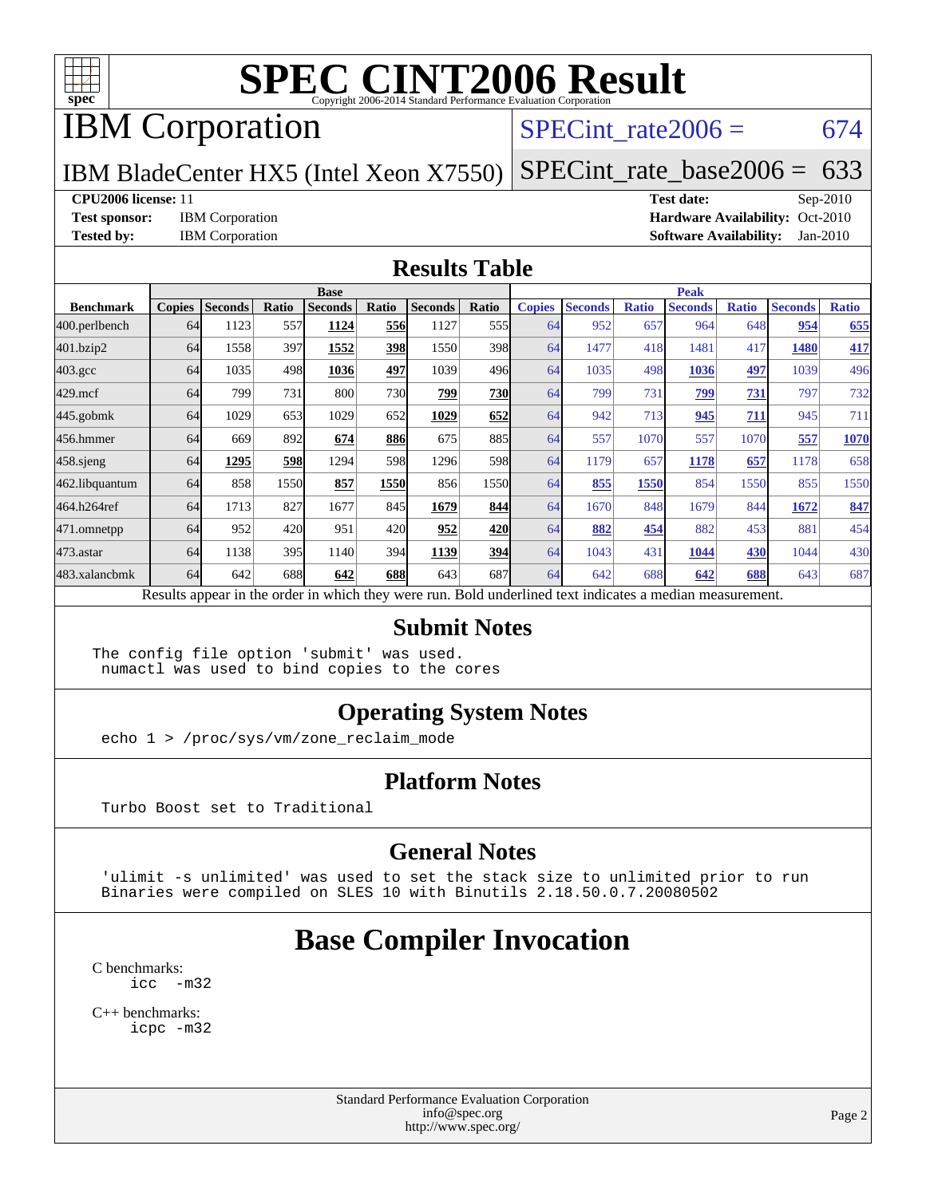# SPEC CINT2006 Result

Copyright 2006-2014 Standard Performance Evaluation Corporation

## IBM Corporation

IBM BladeCenter HX5 (Intel Xeon X7550)

SPECint_rate2006 = 674

SPECint_rate_base2006 = 633

**CPU2006 license:** 11
**Test sponsor:** IBM Corporation
**Tested by:** IBM Corporation

**Test date:** Sep-2010
**Hardware Availability:** Oct-2010
**Software Availability:** Jan-2010

## Results Table

| | Base | | | | | | | Peak | | | | | | |
|---|---|---|---|---|---|---|---|---|---|---|---|---|---|---|
| **Benchmark** | **Copies** | **Seconds** | **Ratio** | **Seconds** | **Ratio** | **Seconds** | **Ratio** | **Copies** | **Seconds** | **Ratio** | **Seconds** | **Ratio** | **Seconds** | **Ratio** |
| 400.perlbench | 64 | 1123 | 557 | **1124** | **556** | 1127 | 555 | 64 | 952 | 657 | 964 | 648 | **954** | **655** |
| 401.bzip2 | 64 | 1558 | 397 | **1552** | **398** | 1550 | 398 | 64 | 1477 | 418 | 1481 | 417 | **1480** | **417** |
| 403.gcc | 64 | 1035 | 498 | **1036** | **497** | 1039 | 496 | 64 | 1035 | 498 | **1036** | **497** | 1039 | 496 |
| 429.mcf | 64 | 799 | 731 | 800 | 730 | **799** | **730** | 64 | 799 | 731 | **799** | **731** | 797 | 732 |
| 445.gobmk | 64 | 1029 | 653 | 1029 | 652 | **1029** | **652** | 64 | 942 | 713 | **945** | **711** | 945 | 711 |
| 456.hmmer | 64 | 669 | 892 | **674** | **886** | 675 | 885 | 64 | 557 | 1070 | 557 | 1070 | **557** | **1070** |
| 458.sjeng | 64 | **1295** | **598** | 1294 | 598 | 1296 | 598 | 64 | 1179 | 657 | **1178** | **657** | 1178 | 658 |
| 462.libquantum | 64 | 858 | 1550 | **857** | **1550** | 856 | 1550 | 64 | **855** | **1550** | 854 | 1550 | 855 | 1550 |
| 464.h264ref | 64 | 1713 | 827 | 1677 | 845 | **1679** | **844** | 64 | 1670 | 848 | 1679 | 844 | **1672** | **847** |
| 471.omnetpp | 64 | 952 | 420 | 951 | 420 | **952** | **420** | 64 | **882** | **454** | 882 | 453 | 881 | 454 |
| 473.astar | 64 | 1138 | 395 | 1140 | 394 | **1139** | **394** | 64 | 1043 | 431 | **1044** | **430** | 1044 | 430 |
| 483.xalancbmk | 64 | 642 | 688 | **642** | **688** | 643 | 687 | 64 | 642 | 688 | **642** | **688** | 643 | 687 |

Results appear in the order in which they were run. Bold underlined text indicates a median measurement.

## Submit Notes

```
The config file option 'submit' was used.
 numactl was used to bind copies to the cores
```

## Operating System Notes

```
echo 1 > /proc/sys/vm/zone_reclaim_mode
```

## Platform Notes

```
Turbo Boost set to Traditional
```

## General Notes

```
'ulimit -s unlimited' was used to set the stack size to unlimited prior to run
Binaries were compiled on SLES 10 with Binutils 2.18.50.0.7.20080502
```

# Base Compiler Invocation

C benchmarks:
```
icc  -m32
```

C++ benchmarks:
```
icpc -m32
```

Standard Performance Evaluation Corporation
info@spec.org
http://www.spec.org/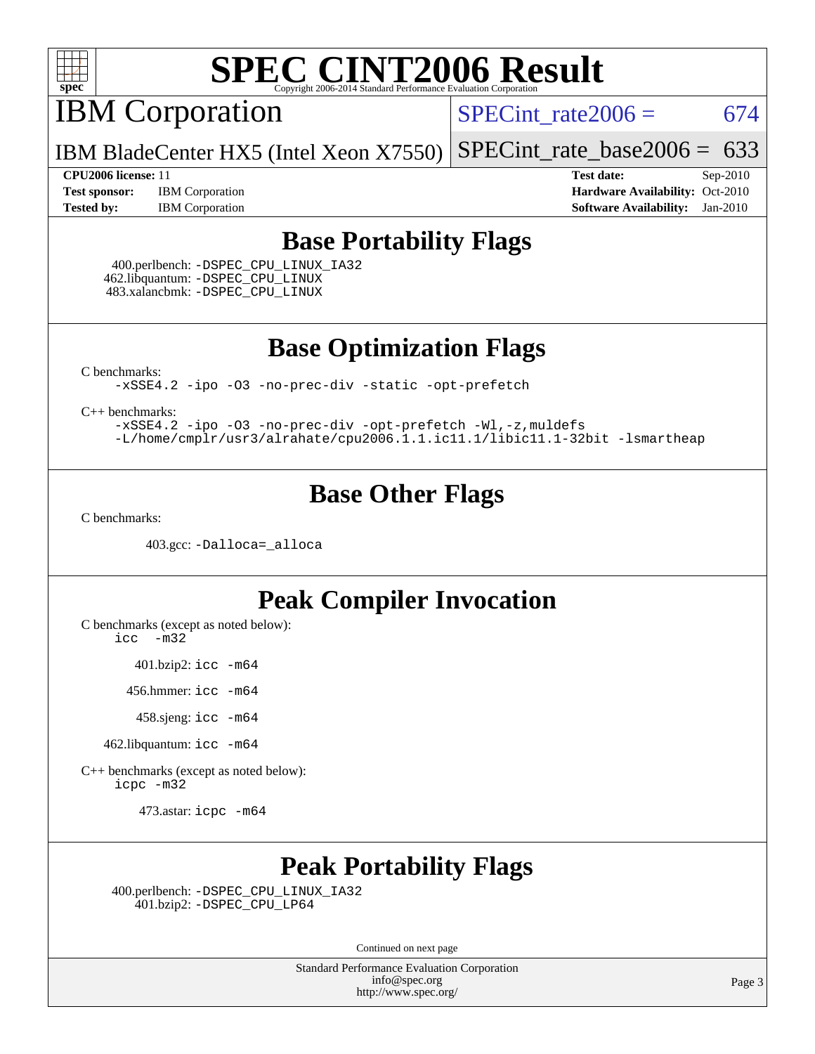# SPEC CINT2006 Result

## IBM Corporation

**SPECint_rate2006 = 674**

IBM BladeCenter HX5 (Intel Xeon X7550)

**SPECint_rate_base2006 = 633**

**CPU2006 license:** 11
**Test sponsor:** IBM Corporation
**Tested by:** IBM Corporation

**Test date:** Sep-2010
**Hardware Availability:** Oct-2010
**Software Availability:** Jan-2010

## Base Portability Flags

400.perlbench: -DSPEC_CPU_LINUX_IA32
462.libquantum: -DSPEC_CPU_LINUX
483.xalancbmk: -DSPEC_CPU_LINUX

## Base Optimization Flags

C benchmarks:

```
-xSSE4.2 -ipo -O3 -no-prec-div -static -opt-prefetch
```

C++ benchmarks:

```
-xSSE4.2 -ipo -O3 -no-prec-div -opt-prefetch -Wl,-z,muldefs
-L/home/cmplr/usr3/alrahate/cpu2006.1.1.ic11.1/libic11.1-32bit -lsmartheap
```

## Base Other Flags

C benchmarks:

403.gcc: -Dalloca=_alloca

## Peak Compiler Invocation

C benchmarks (except as noted below):

```
icc -m32
```

401.bzip2: icc -m64

456.hmmer: icc -m64

458.sjeng: icc -m64

462.libquantum: icc -m64

C++ benchmarks (except as noted below):

```
icpc -m32
```

473.astar: icpc -m64

## Peak Portability Flags

400.perlbench: -DSPEC_CPU_LINUX_IA32
401.bzip2: -DSPEC_CPU_LP64

Continued on next page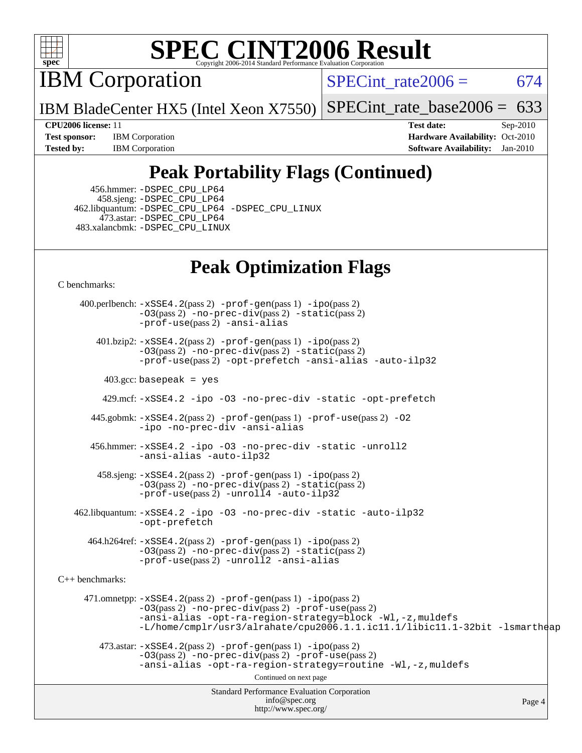## Peak Portability Flags (Continued)

456.hmmer: -DSPEC_CPU_LP64
458.sjeng: -DSPEC_CPU_LP64
462.libquantum: -DSPEC_CPU_LP64 -DSPEC_CPU_LINUX
473.astar: -DSPEC_CPU_LP64
483.xalancbmk: -DSPEC_CPU_LINUX

## Peak Optimization Flags

C benchmarks:

400.perlbench: -xSSE4.2(pass 2) -prof-gen(pass 1) -ipo(pass 2) -O3(pass 2) -no-prec-div(pass 2) -static(pass 2) -prof-use(pass 2) -ansi-alias

401.bzip2: -xSSE4.2(pass 2) -prof-gen(pass 1) -ipo(pass 2) -O3(pass 2) -no-prec-div(pass 2) -static(pass 2) -prof-use(pass 2) -opt-prefetch -ansi-alias -auto-ilp32

403.gcc: basepeak = yes

429.mcf: -xSSE4.2 -ipo -O3 -no-prec-div -static -opt-prefetch

445.gobmk: -xSSE4.2(pass 2) -prof-gen(pass 1) -prof-use(pass 2) -O2 -ipo -no-prec-div -ansi-alias

456.hmmer: -xSSE4.2 -ipo -O3 -no-prec-div -static -unroll2 -ansi-alias -auto-ilp32

458.sjeng: -xSSE4.2(pass 2) -prof-gen(pass 1) -ipo(pass 2) -O3(pass 2) -no-prec-div(pass 2) -static(pass 2) -prof-use(pass 2) -unroll4 -auto-ilp32

462.libquantum: -xSSE4.2 -ipo -O3 -no-prec-div -static -auto-ilp32 -opt-prefetch

464.h264ref: -xSSE4.2(pass 2) -prof-gen(pass 1) -ipo(pass 2) -O3(pass 2) -no-prec-div(pass 2) -static(pass 2) -prof-use(pass 2) -unroll2 -ansi-alias

C++ benchmarks:

471.omnetpp: -xSSE4.2(pass 2) -prof-gen(pass 1) -ipo(pass 2) -O3(pass 2) -no-prec-div(pass 2) -prof-use(pass 2) -ansi-alias -opt-ra-region-strategy=block -Wl,-z,muldefs -L/home/cmplr/usr3/alrahate/cpu2006.1.1.ic11.1/libic11.1-32bit -lsmartheap

473.astar: -xSSE4.2(pass 2) -prof-gen(pass 1) -ipo(pass 2) -O3(pass 2) -no-prec-div(pass 2) -prof-use(pass 2) -ansi-alias -opt-ra-region-strategy=routine -Wl,-z,muldefs

Continued on next page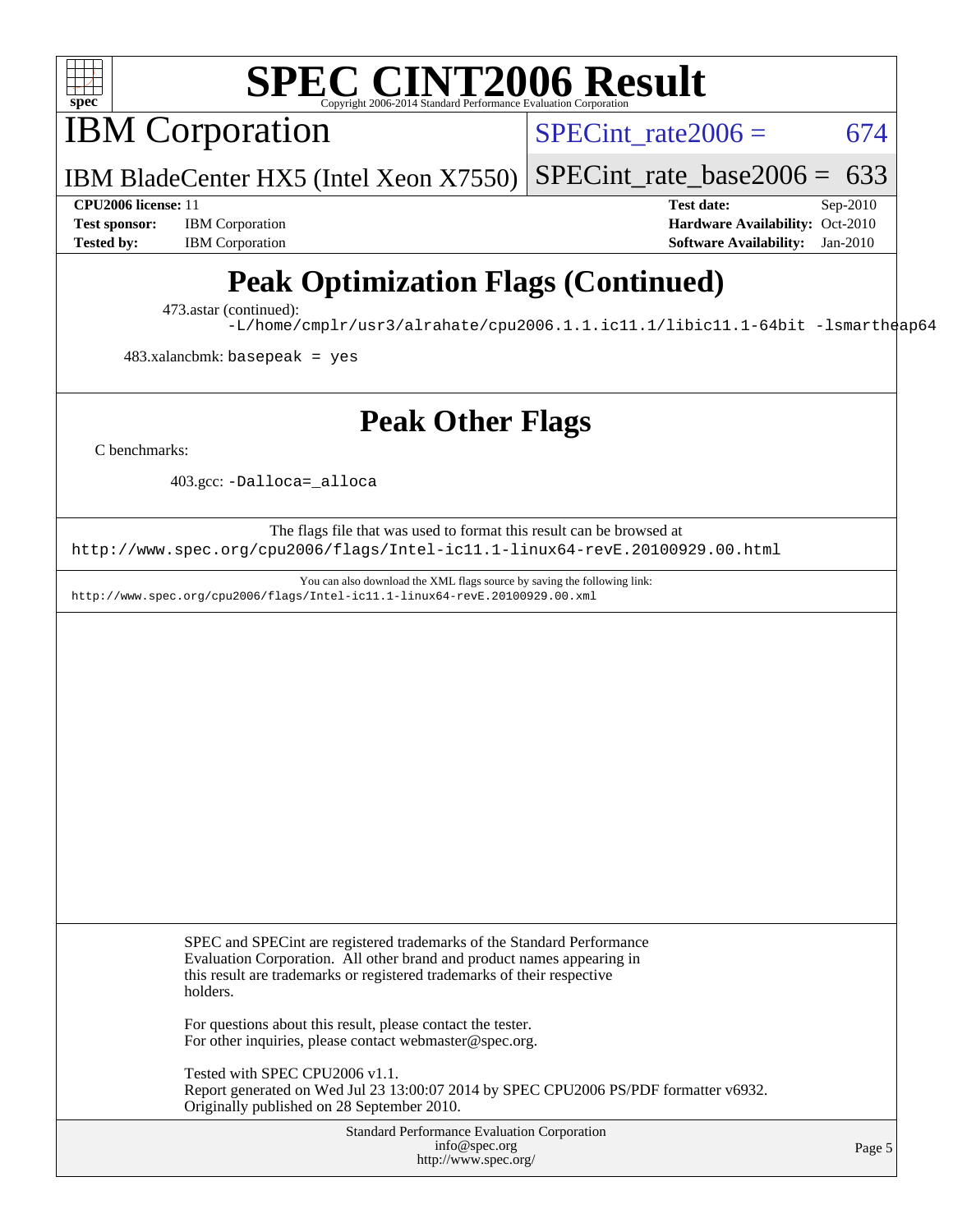## Peak Optimization Flags (Continued)

473.astar (continued):
`-L/home/cmplr/usr3/alrahate/cpu2006.1.1.ic11.1/libic11.1-64bit -lsmartheap64`

483.xalancbmk: `basepeak = yes`

## Peak Other Flags

C benchmarks:

403.gcc: `-Dalloca=_alloca`

The flags file that was used to format this result can be browsed at
http://www.spec.org/cpu2006/flags/Intel-ic11.1-linux64-revE.20100929.00.html

You can also download the XML flags source by saving the following link:
http://www.spec.org/cpu2006/flags/Intel-ic11.1-linux64-revE.20100929.00.xml

SPEC and SPECint are registered trademarks of the Standard Performance Evaluation Corporation. All other brand and product names appearing in this result are trademarks or registered trademarks of their respective holders.

For questions about this result, please contact the tester.
For other inquiries, please contact webmaster@spec.org.

Tested with SPEC CPU2006 v1.1.
Report generated on Wed Jul 23 13:00:07 2014 by SPEC CPU2006 PS/PDF formatter v6932.
Originally published on 28 September 2010.